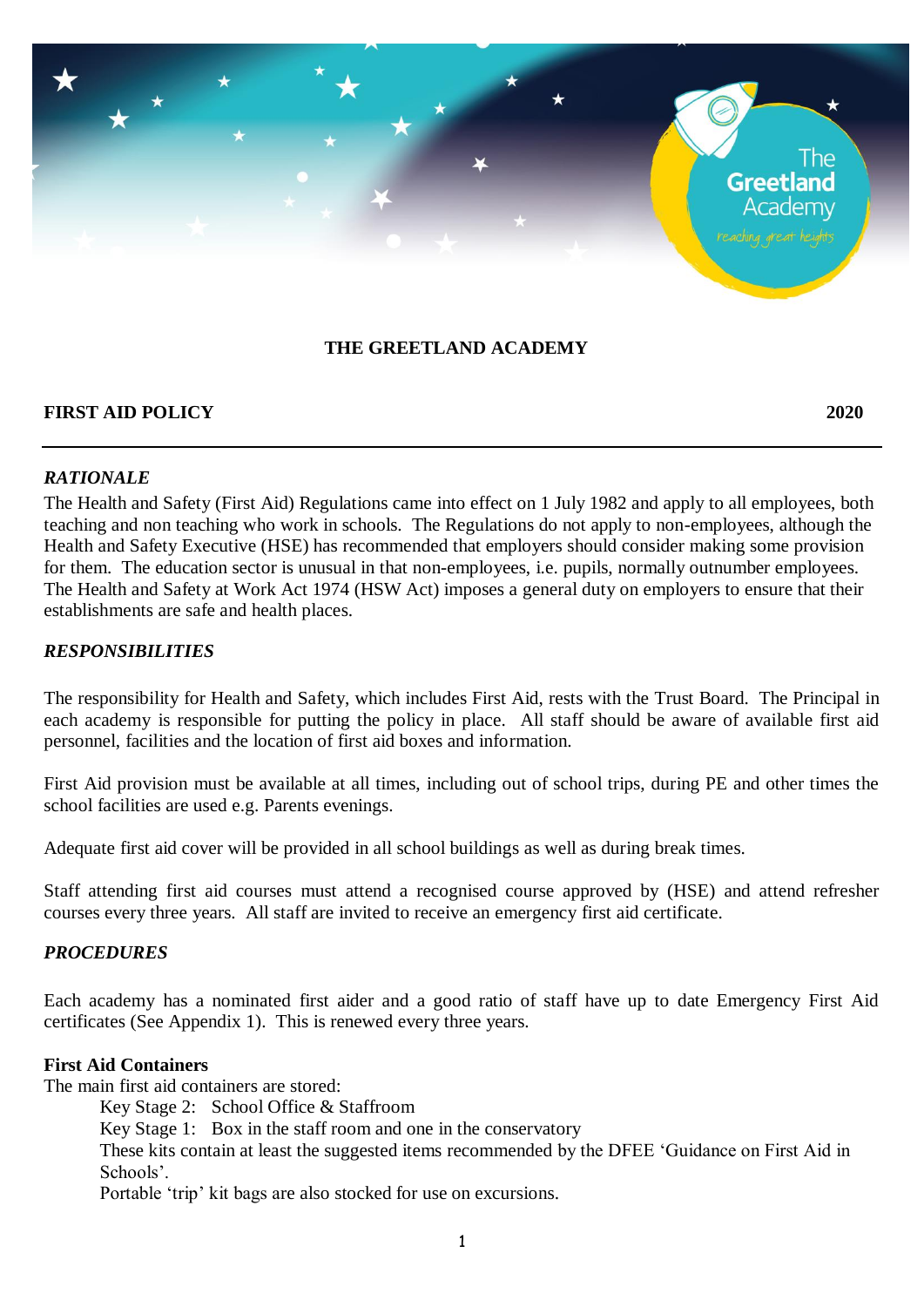# THE GREETLAND ACADEMY

**FIRST AID POLICY** **2020**

---

### *RATIONALE*

The Health and Safety (First Aid) Regulations came into effect on 1 July 1982 and apply to all employees, both teaching and non teaching who work in schools. The Regulations do not apply to non-employees, although the Health and Safety Executive (HSE) has recommended that employers should consider making some provision for them. The education sector is unusual in that non-employees, i.e. pupils, normally outnumber employees. The Health and Safety at Work Act 1974 (HSW Act) imposes a general duty on employers to ensure that their establishments are safe and health places.

### *RESPONSIBILITIES*

The responsibility for Health and Safety, which includes First Aid, rests with the Trust Board. The Principal in each academy is responsible for putting the policy in place. All staff should be aware of available first aid personnel, facilities and the location of first aid boxes and information.

First Aid provision must be available at all times, including out of school trips, during PE and other times the school facilities are used e.g. Parents evenings.

Adequate first aid cover will be provided in all school buildings as well as during break times.

Staff attending first aid courses must attend a recognised course approved by (HSE) and attend refresher courses every three years. All staff are invited to receive an emergency first aid certificate.

### *PROCEDURES*

Each academy has a nominated first aider and a good ratio of staff have up to date Emergency First Aid certificates (See Appendix 1). This is renewed every three years.

**First Aid Containers**

The main first aid containers are stored:

> Key Stage 2: School Office & Staffroom
>
> Key Stage 1: Box in the staff room and one in the conservatory
>
> These kits contain at least the suggested items recommended by the DFEE 'Guidance on First Aid in Schools'.
>
> Portable 'trip' kit bags are also stocked for use on excursions.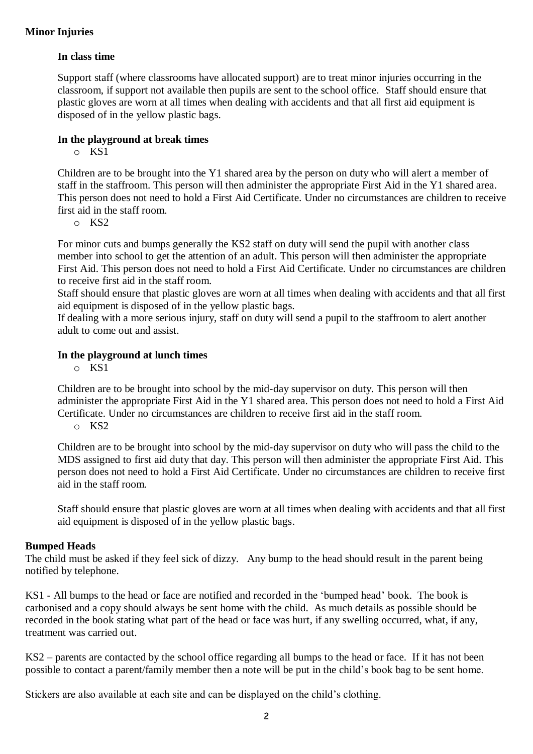## Minor Injuries

### In class time

Support staff (where classrooms have allocated support) are to treat minor injuries occurring in the classroom, if support not available then pupils are sent to the school office. Staff should ensure that plastic gloves are worn at all times when dealing with accidents and that all first aid equipment is disposed of in the yellow plastic bags.

### In the playground at break times

- KS1

Children are to be brought into the Y1 shared area by the person on duty who will alert a member of staff in the staffroom. This person will then administer the appropriate First Aid in the Y1 shared area. This person does not need to hold a First Aid Certificate. Under no circumstances are children to receive first aid in the staff room.

- KS2

For minor cuts and bumps generally the KS2 staff on duty will send the pupil with another class member into school to get the attention of an adult. This person will then administer the appropriate First Aid. This person does not need to hold a First Aid Certificate. Under no circumstances are children to receive first aid in the staff room.
Staff should ensure that plastic gloves are worn at all times when dealing with accidents and that all first aid equipment is disposed of in the yellow plastic bags.
If dealing with a more serious injury, staff on duty will send a pupil to the staffroom to alert another adult to come out and assist.

### In the playground at lunch times

- KS1

Children are to be brought into school by the mid-day supervisor on duty. This person will then administer the appropriate First Aid in the Y1 shared area. This person does not need to hold a First Aid Certificate. Under no circumstances are children to receive first aid in the staff room.

- KS2

Children are to be brought into school by the mid-day supervisor on duty who will pass the child to the MDS assigned to first aid duty that day. This person will then administer the appropriate First Aid. This person does not need to hold a First Aid Certificate. Under no circumstances are children to receive first aid in the staff room.

Staff should ensure that plastic gloves are worn at all times when dealing with accidents and that all first aid equipment is disposed of in the yellow plastic bags.

## Bumped Heads

The child must be asked if they feel sick of dizzy. Any bump to the head should result in the parent being notified by telephone.

KS1 - All bumps to the head or face are notified and recorded in the 'bumped head' book. The book is carbonised and a copy should always be sent home with the child. As much details as possible should be recorded in the book stating what part of the head or face was hurt, if any swelling occurred, what, if any, treatment was carried out.

KS2 – parents are contacted by the school office regarding all bumps to the head or face. If it has not been possible to contact a parent/family member then a note will be put in the child's book bag to be sent home.

Stickers are also available at each site and can be displayed on the child's clothing.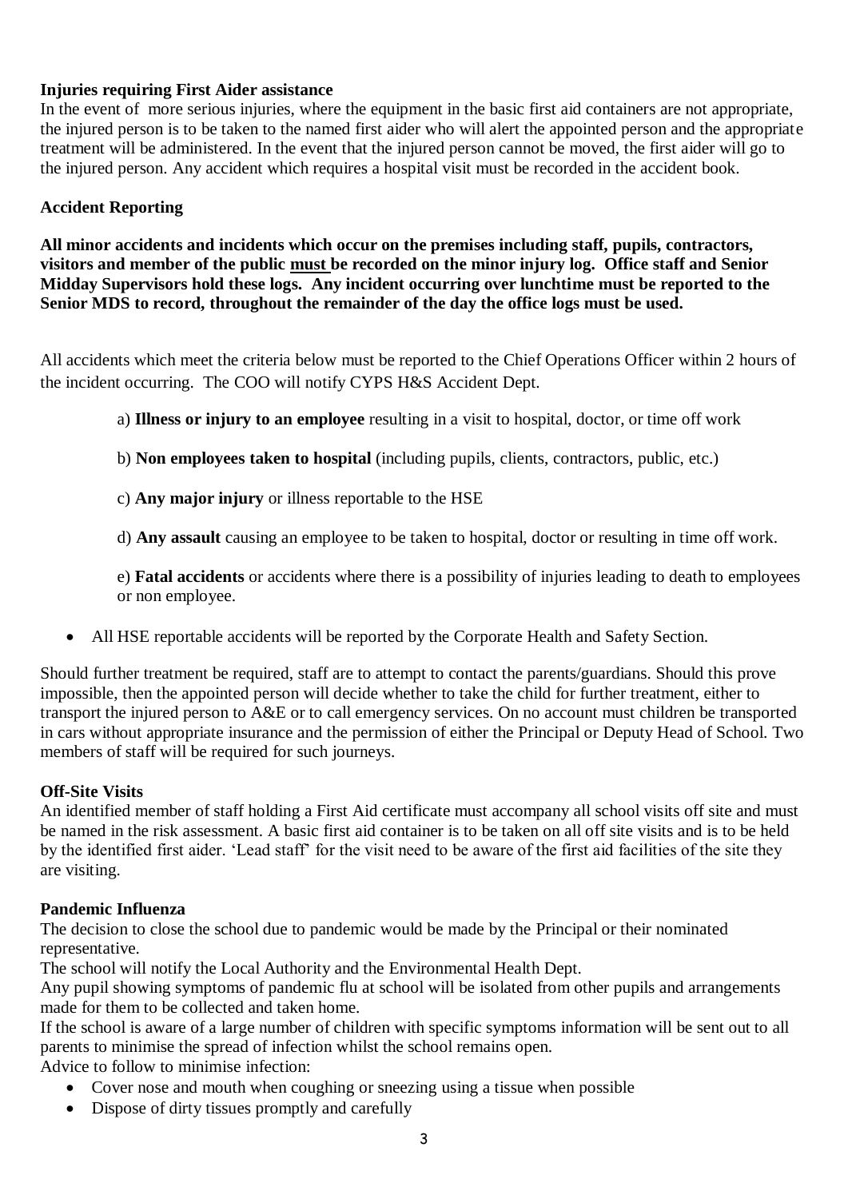**Injuries requiring First Aider assistance**

In the event of more serious injuries, where the equipment in the basic first aid containers are not appropriate, the injured person is to be taken to the named first aider who will alert the appointed person and the appropriate treatment will be administered. In the event that the injured person cannot be moved, the first aider will go to the injured person. Any accident which requires a hospital visit must be recorded in the accident book.

**Accident Reporting**

**All minor accidents and incidents which occur on the premises including staff, pupils, contractors, visitors and member of the public must be recorded on the minor injury log. Office staff and Senior Midday Supervisors hold these logs. Any incident occurring over lunchtime must be reported to the Senior MDS to record, throughout the remainder of the day the office logs must be used.**

All accidents which meet the criteria below must be reported to the Chief Operations Officer within 2 hours of the incident occurring. The COO will notify CYPS H&S Accident Dept.

a) **Illness or injury to an employee** resulting in a visit to hospital, doctor, or time off work

b) **Non employees taken to hospital** (including pupils, clients, contractors, public, etc.)

c) **Any major injury** or illness reportable to the HSE

d) **Any assault** causing an employee to be taken to hospital, doctor or resulting in time off work.

e) **Fatal accidents** or accidents where there is a possibility of injuries leading to death to employees or non employee.

- All HSE reportable accidents will be reported by the Corporate Health and Safety Section.

Should further treatment be required, staff are to attempt to contact the parents/guardians. Should this prove impossible, then the appointed person will decide whether to take the child for further treatment, either to transport the injured person to A&E or to call emergency services. On no account must children be transported in cars without appropriate insurance and the permission of either the Principal or Deputy Head of School. Two members of staff will be required for such journeys.

**Off-Site Visits**

An identified member of staff holding a First Aid certificate must accompany all school visits off site and must be named in the risk assessment. A basic first aid container is to be taken on all off site visits and is to be held by the identified first aider. 'Lead staff' for the visit need to be aware of the first aid facilities of the site they are visiting.

**Pandemic Influenza**

The decision to close the school due to pandemic would be made by the Principal or their nominated representative.

The school will notify the Local Authority and the Environmental Health Dept.

Any pupil showing symptoms of pandemic flu at school will be isolated from other pupils and arrangements made for them to be collected and taken home.

If the school is aware of a large number of children with specific symptoms information will be sent out to all parents to minimise the spread of infection whilst the school remains open.

Advice to follow to minimise infection:

- Cover nose and mouth when coughing or sneezing using a tissue when possible
- Dispose of dirty tissues promptly and carefully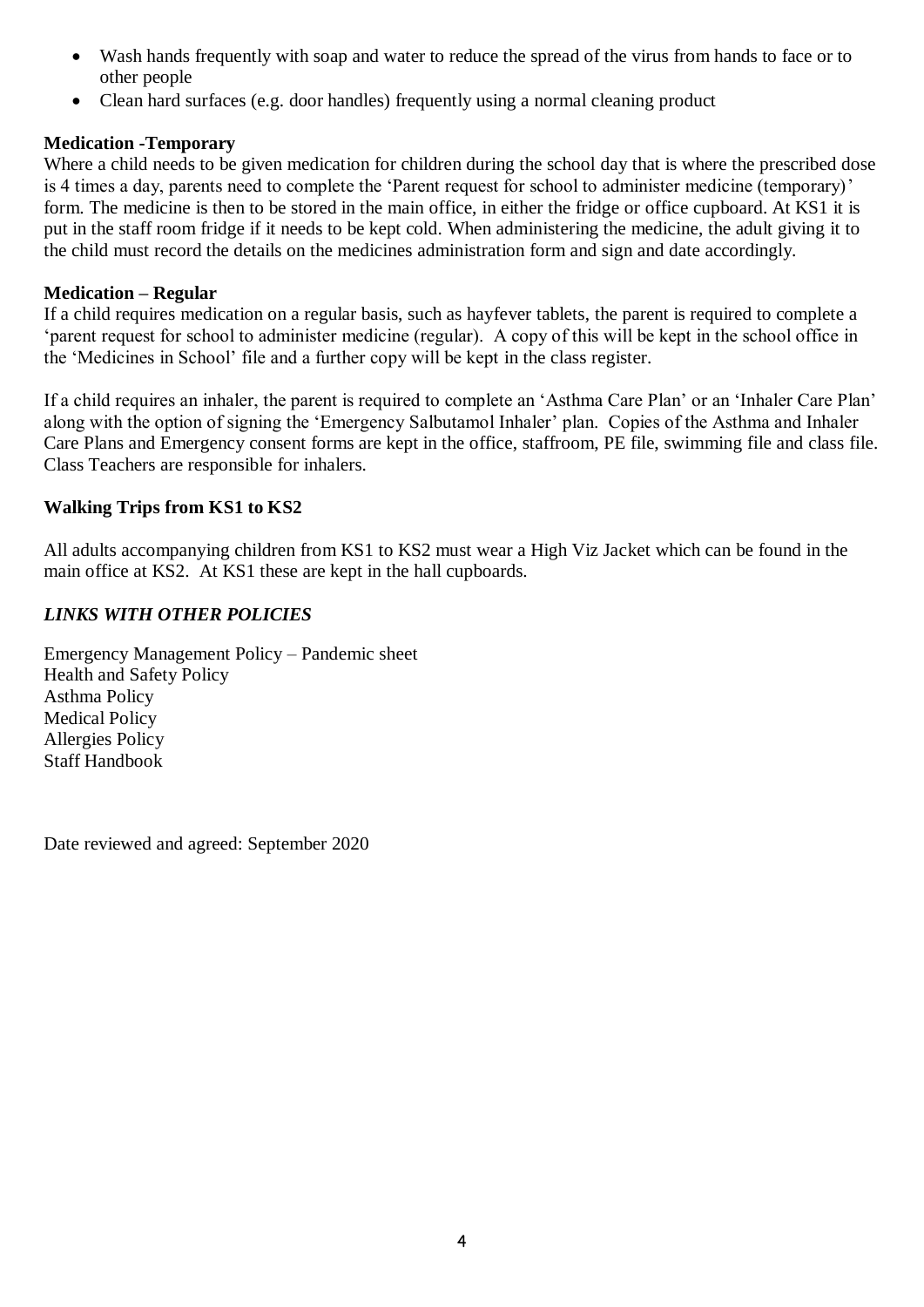- Wash hands frequently with soap and water to reduce the spread of the virus from hands to face or to other people
- Clean hard surfaces (e.g. door handles) frequently using a normal cleaning product

**Medication -Temporary**

Where a child needs to be given medication for children during the school day that is where the prescribed dose is 4 times a day, parents need to complete the 'Parent request for school to administer medicine (temporary)' form. The medicine is then to be stored in the main office, in either the fridge or office cupboard. At KS1 it is put in the staff room fridge if it needs to be kept cold. When administering the medicine, the adult giving it to the child must record the details on the medicines administration form and sign and date accordingly.

**Medication – Regular**

If a child requires medication on a regular basis, such as hayfever tablets, the parent is required to complete a 'parent request for school to administer medicine (regular). A copy of this will be kept in the school office in the 'Medicines in School' file and a further copy will be kept in the class register.

If a child requires an inhaler, the parent is required to complete an 'Asthma Care Plan' or an 'Inhaler Care Plan' along with the option of signing the 'Emergency Salbutamol Inhaler' plan. Copies of the Asthma and Inhaler Care Plans and Emergency consent forms are kept in the office, staffroom, PE file, swimming file and class file. Class Teachers are responsible for inhalers.

**Walking Trips from KS1 to KS2**

All adults accompanying children from KS1 to KS2 must wear a High Viz Jacket which can be found in the main office at KS2. At KS1 these are kept in the hall cupboards.

***LINKS WITH OTHER POLICIES***

Emergency Management Policy – Pandemic sheet
Health and Safety Policy
Asthma Policy
Medical Policy
Allergies Policy
Staff Handbook

Date reviewed and agreed: September 2020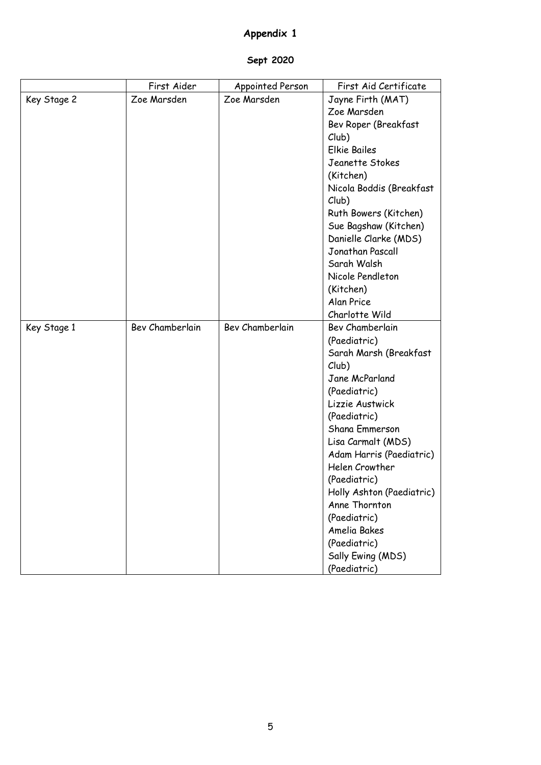# Appendix 1

## Sept 2020

| | First Aider | Appointed Person | First Aid Certificate |
|---|---|---|---|
| Key Stage 2 | Zoe Marsden | Zoe Marsden | Jayne Firth (MAT)<br>Zoe Marsden<br>Bev Roper (Breakfast Club)<br>Elkie Bailes<br>Jeanette Stokes (Kitchen)<br>Nicola Boddis (Breakfast Club)<br>Ruth Bowers (Kitchen)<br>Sue Bagshaw (Kitchen)<br>Danielle Clarke (MDS)<br>Jonathan Pascall<br>Sarah Walsh<br>Nicole Pendleton (Kitchen)<br>Alan Price<br>Charlotte Wild |
| Key Stage 1 | Bev Chamberlain | Bev Chamberlain | Bev Chamberlain (Paediatric)<br>Sarah Marsh (Breakfast Club)<br>Jane McParland (Paediatric)<br>Lizzie Austwick (Paediatric)<br>Shana Emmerson<br>Lisa Carmalt (MDS)<br>Adam Harris (Paediatric)<br>Helen Crowther (Paediatric)<br>Holly Ashton (Paediatric)<br>Anne Thornton (Paediatric)<br>Amelia Bakes (Paediatric)<br>Sally Ewing (MDS) (Paediatric) |